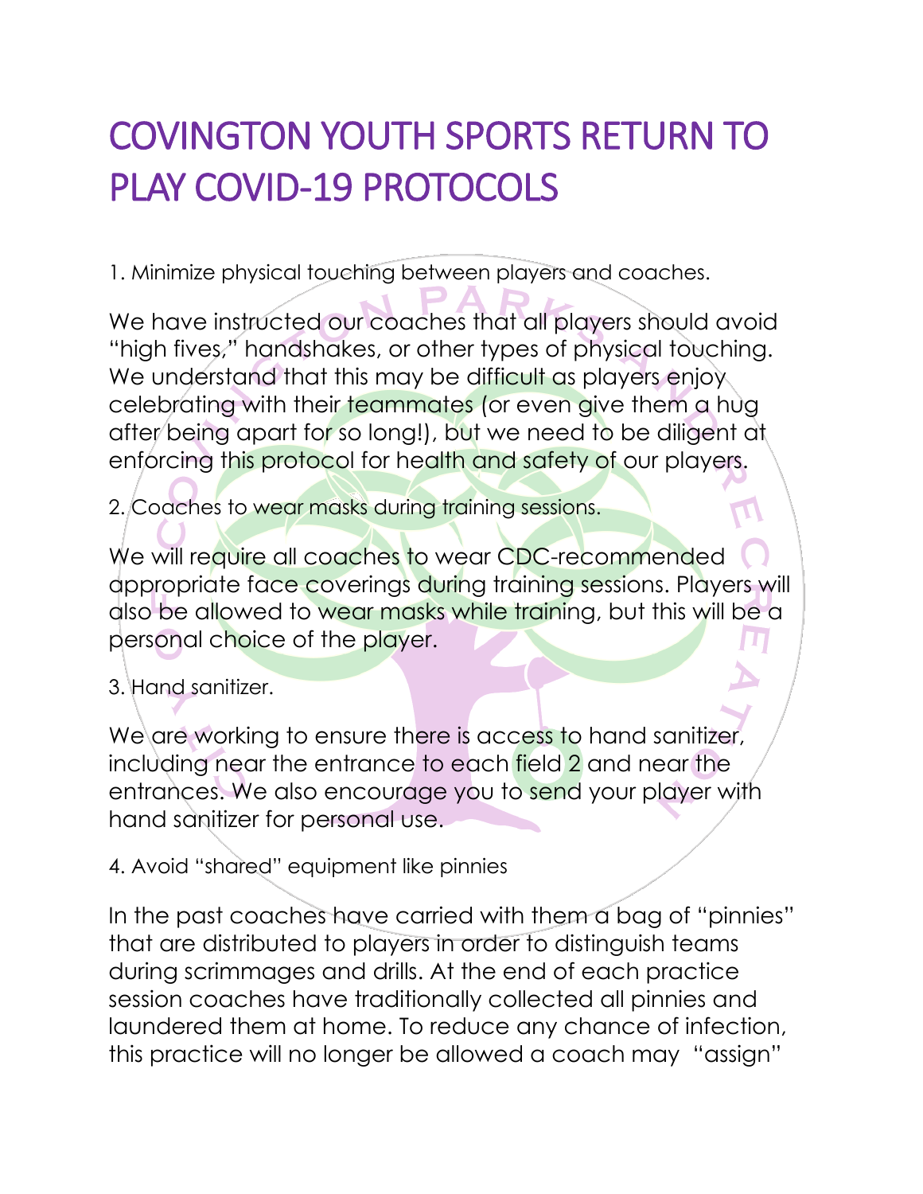# COVINGTON YOUTH SPORTS RETURN TO PLAY COVID-19 PROTOCOLS

1. Minimize physical touching between players and coaches.

We have instructed our coaches that all players should avoid "high fives," handshakes, or other types of physical touching. We understand that this may be difficult as players enjoy celebrating with their teammates (or even give them a hug after being apart for so long!), but we need to be diligent at enforcing this protocol for health and safety of our players.

2. Coaches to wear masks during training sessions.

We will require all coaches to wear CDC-recommended appropriate face coverings during training sessions. Players will also be allowed to wear masks while training, but this will be a personal choice of the player.

3. Hand sanitizer.

We are working to ensure there is access to hand sanitizer, including near the entrance to each field 2 and near the entrances. We also encourage you to send your player with hand sanitizer for personal use.

4. Avoid "shared" equipment like pinnies

In the past coaches have carried with them a bag of "pinnies" that are distributed to players in order to distinguish teams during scrimmages and drills. At the end of each practice session coaches have traditionally collected all pinnies and laundered them at home. To reduce any chance of infection, this practice will no longer be allowed a coach may "assign"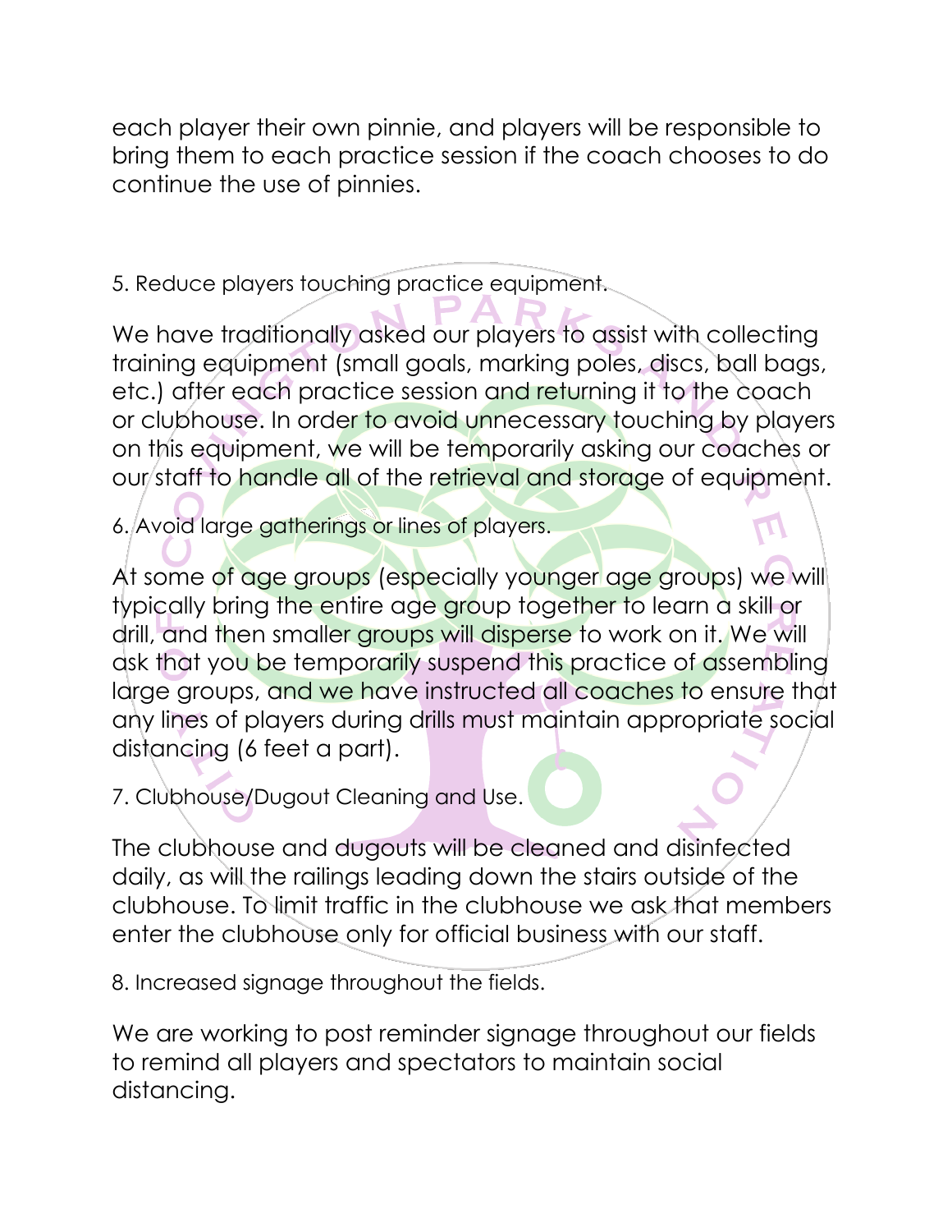each player their own pinnie, and players will be responsible to bring them to each practice session if the coach chooses to do continue the use of pinnies.

5. Reduce players touching practice equipment.

We have traditionally asked our players to assist with collecting training equipment (small goals, marking poles, discs, ball bags, etc.) after each practice session and returning it to the coach or clubhouse. In order to avoid unnecessary touching by players on this equipment, we will be temporarily asking our coaches or our staff to handle all of the retrieval and storage of equipment.

6. Avoid large gatherings or lines of players.

At some of age groups (especially younger age groups) we will typically bring the entire age group together to learn a skill or drill, and then smaller groups will disperse to work on it. We will ask that you be temporarily suspend this practice of assembling large groups, and we have instructed all coaches to ensure that any lines of players during drills must maintain appropriate social distancing (6 feet a part).

7. Clubhouse/Dugout Cleaning and Use.

The clubhouse and dugouts will be cleaned and disinfected daily, as will the railings leading down the stairs outside of the clubhouse. To limit traffic in the clubhouse we ask that members enter the clubhouse only for official business with our staff.

8. Increased signage throughout the fields.

We are working to post reminder signage throughout our fields to remind all players and spectators to maintain social distancing.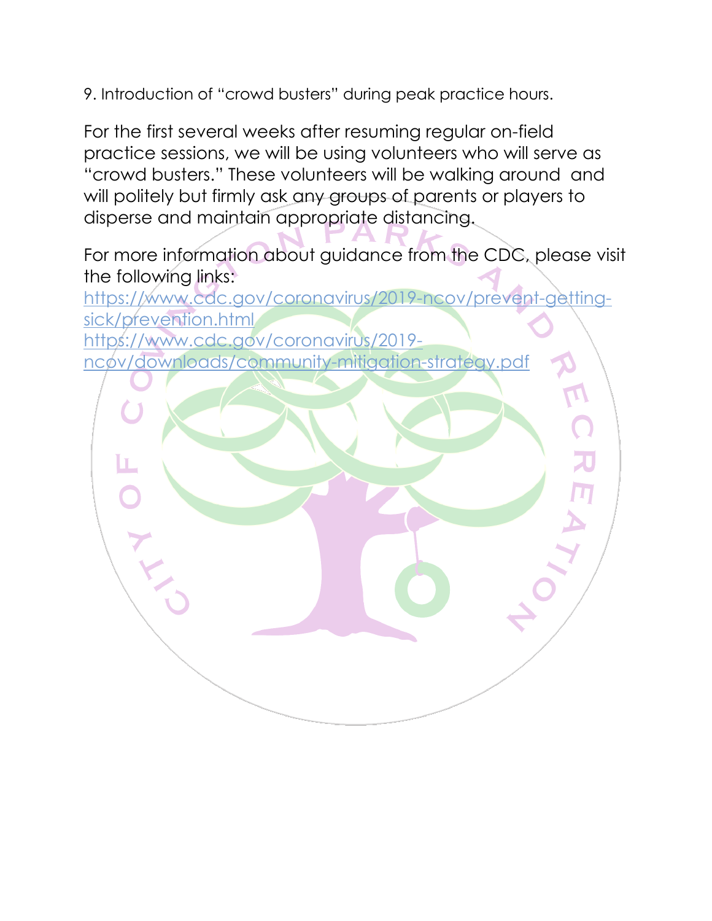9. Introduction of "crowd busters" during peak practice hours.

For the first several weeks after resuming regular on-field practice sessions, we will be using volunteers who will serve as "crowd busters." These volunteers will be walking around and will politely but firmly ask any groups of parents or players to disperse and maintain appropriate distancing.

For more information about guidance from the CDC, please visit the following links:

https://www.cdc.gov/coronavirus/2019-ncov/prevent-getting-sick/prevention.html

https://www.cdc.gov/coronavirus/2019-ncov/downloads/community-mitigation-strategy.pdf